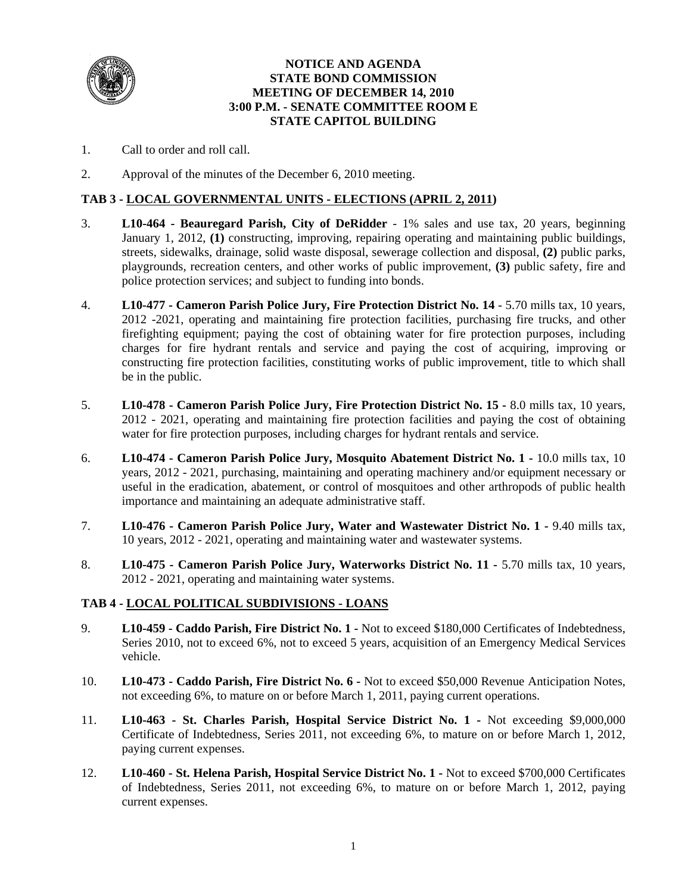# NOTICE AND AGENDA
# STATE BOND COMMISSION
# MEETING OF DECEMBER 14, 2010
# 3:00 P.M. - SENATE COMMITTEE ROOM E
# STATE CAPITOL BUILDING

1. Call to order and roll call.

2. Approval of the minutes of the December 6, 2010 meeting.

## TAB 3 - LOCAL GOVERNMENTAL UNITS - ELECTIONS (APRIL 2, 2011)

3. **L10-464 - Beauregard Parish, City of DeRidder** - 1% sales and use tax, 20 years, beginning January 1, 2012, **(1)** constructing, improving, repairing operating and maintaining public buildings, streets, sidewalks, drainage, solid waste disposal, sewerage collection and disposal, **(2)** public parks, playgrounds, recreation centers, and other works of public improvement, **(3)** public safety, fire and police protection services; and subject to funding into bonds.

4. **L10-477 - Cameron Parish Police Jury, Fire Protection District No. 14** - 5.70 mills tax, 10 years, 2012 -2021, operating and maintaining fire protection facilities, purchasing fire trucks, and other firefighting equipment; paying the cost of obtaining water for fire protection purposes, including charges for fire hydrant rentals and service and paying the cost of acquiring, improving or constructing fire protection facilities, constituting works of public improvement, title to which shall be in the public.

5. **L10-478 - Cameron Parish Police Jury, Fire Protection District No. 15 -** 8.0 mills tax, 10 years, 2012 - 2021, operating and maintaining fire protection facilities and paying the cost of obtaining water for fire protection purposes, including charges for hydrant rentals and service.

6. **L10-474 - Cameron Parish Police Jury, Mosquito Abatement District No. 1 -** 10.0 mills tax, 10 years, 2012 - 2021, purchasing, maintaining and operating machinery and/or equipment necessary or useful in the eradication, abatement, or control of mosquitoes and other arthropods of public health importance and maintaining an adequate administrative staff.

7. **L10-476 - Cameron Parish Police Jury, Water and Wastewater District No. 1 -** 9.40 mills tax, 10 years, 2012 - 2021, operating and maintaining water and wastewater systems.

8. **L10-475 - Cameron Parish Police Jury, Waterworks District No. 11 -** 5.70 mills tax, 10 years, 2012 - 2021, operating and maintaining water systems.

## TAB 4 - LOCAL POLITICAL SUBDIVISIONS - LOANS

9. **L10-459 - Caddo Parish, Fire District No. 1 -** Not to exceed $180,000 Certificates of Indebtedness, Series 2010, not to exceed 6%, not to exceed 5 years, acquisition of an Emergency Medical Services vehicle.

10. **L10-473 - Caddo Parish, Fire District No. 6 -** Not to exceed $50,000 Revenue Anticipation Notes, not exceeding 6%, to mature on or before March 1, 2011, paying current operations.

11. **L10-463 - St. Charles Parish, Hospital Service District No. 1 -** Not exceeding $9,000,000 Certificate of Indebtedness, Series 2011, not exceeding 6%, to mature on or before March 1, 2012, paying current expenses.

12. **L10-460 - St. Helena Parish, Hospital Service District No. 1 -** Not to exceed $700,000 Certificates of Indebtedness, Series 2011, not exceeding 6%, to mature on or before March 1, 2012, paying current expenses.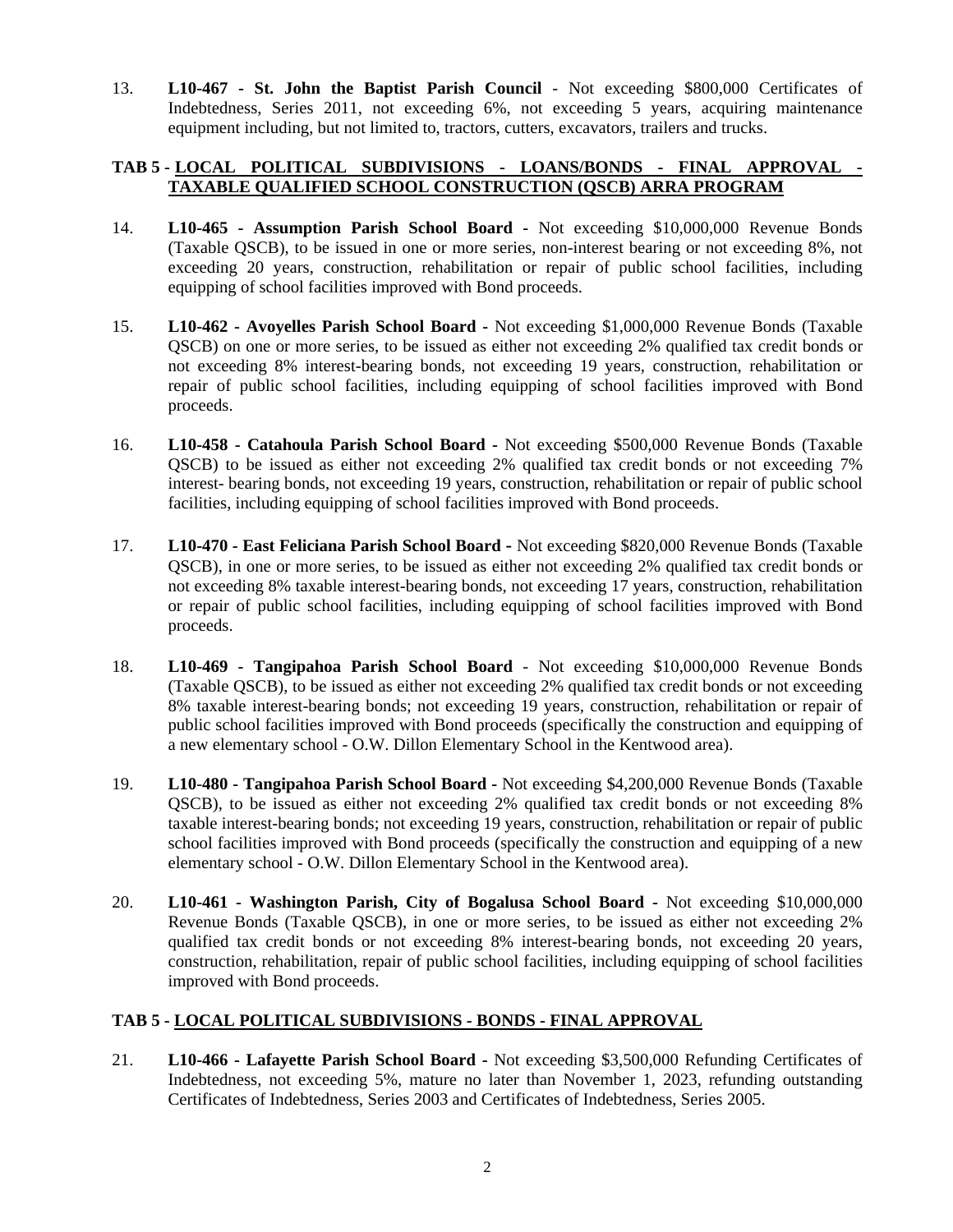13. **L10-467 - St. John the Baptist Parish Council** - Not exceeding $800,000 Certificates of Indebtedness, Series 2011, not exceeding 6%, not exceeding 5 years, acquiring maintenance equipment including, but not limited to, tractors, cutters, excavators, trailers and trucks.

**TAB 5 - <u>LOCAL POLITICAL SUBDIVISIONS - LOANS/BONDS - FINAL APPROVAL - TAXABLE QUALIFIED SCHOOL CONSTRUCTION (QSCB) ARRA PROGRAM</u>**

14. **L10-465 - Assumption Parish School Board -** Not exceeding $10,000,000 Revenue Bonds (Taxable QSCB), to be issued in one or more series, non-interest bearing or not exceeding 8%, not exceeding 20 years, construction, rehabilitation or repair of public school facilities, including equipping of school facilities improved with Bond proceeds.

15. **L10-462 - Avoyelles Parish School Board -** Not exceeding $1,000,000 Revenue Bonds (Taxable QSCB) on one or more series, to be issued as either not exceeding 2% qualified tax credit bonds or not exceeding 8% interest-bearing bonds, not exceeding 19 years, construction, rehabilitation or repair of public school facilities, including equipping of school facilities improved with Bond proceeds.

16. **L10-458 - Catahoula Parish School Board -** Not exceeding $500,000 Revenue Bonds (Taxable QSCB) to be issued as either not exceeding 2% qualified tax credit bonds or not exceeding 7% interest- bearing bonds, not exceeding 19 years, construction, rehabilitation or repair of public school facilities, including equipping of school facilities improved with Bond proceeds.

17. **L10-470 - East Feliciana Parish School Board -** Not exceeding $820,000 Revenue Bonds (Taxable QSCB), in one or more series, to be issued as either not exceeding 2% qualified tax credit bonds or not exceeding 8% taxable interest-bearing bonds, not exceeding 17 years, construction, rehabilitation or repair of public school facilities, including equipping of school facilities improved with Bond proceeds.

18. **L10-469 - Tangipahoa Parish School Board** - Not exceeding $10,000,000 Revenue Bonds (Taxable QSCB), to be issued as either not exceeding 2% qualified tax credit bonds or not exceeding 8% taxable interest-bearing bonds; not exceeding 19 years, construction, rehabilitation or repair of public school facilities improved with Bond proceeds (specifically the construction and equipping of a new elementary school - O.W. Dillon Elementary School in the Kentwood area).

19. **L10-480 - Tangipahoa Parish School Board -** Not exceeding $4,200,000 Revenue Bonds (Taxable QSCB), to be issued as either not exceeding 2% qualified tax credit bonds or not exceeding 8% taxable interest-bearing bonds; not exceeding 19 years, construction, rehabilitation or repair of public school facilities improved with Bond proceeds (specifically the construction and equipping of a new elementary school - O.W. Dillon Elementary School in the Kentwood area).

20. **L10-461 - Washington Parish, City of Bogalusa School Board -** Not exceeding $10,000,000 Revenue Bonds (Taxable QSCB), in one or more series, to be issued as either not exceeding 2% qualified tax credit bonds or not exceeding 8% interest-bearing bonds, not exceeding 20 years, construction, rehabilitation, repair of public school facilities, including equipping of school facilities improved with Bond proceeds.

**TAB 5 - <u>LOCAL POLITICAL SUBDIVISIONS - BONDS - FINAL APPROVAL</u>**

21. **L10-466 - Lafayette Parish School Board -** Not exceeding $3,500,000 Refunding Certificates of Indebtedness, not exceeding 5%, mature no later than November 1, 2023, refunding outstanding Certificates of Indebtedness, Series 2003 and Certificates of Indebtedness, Series 2005.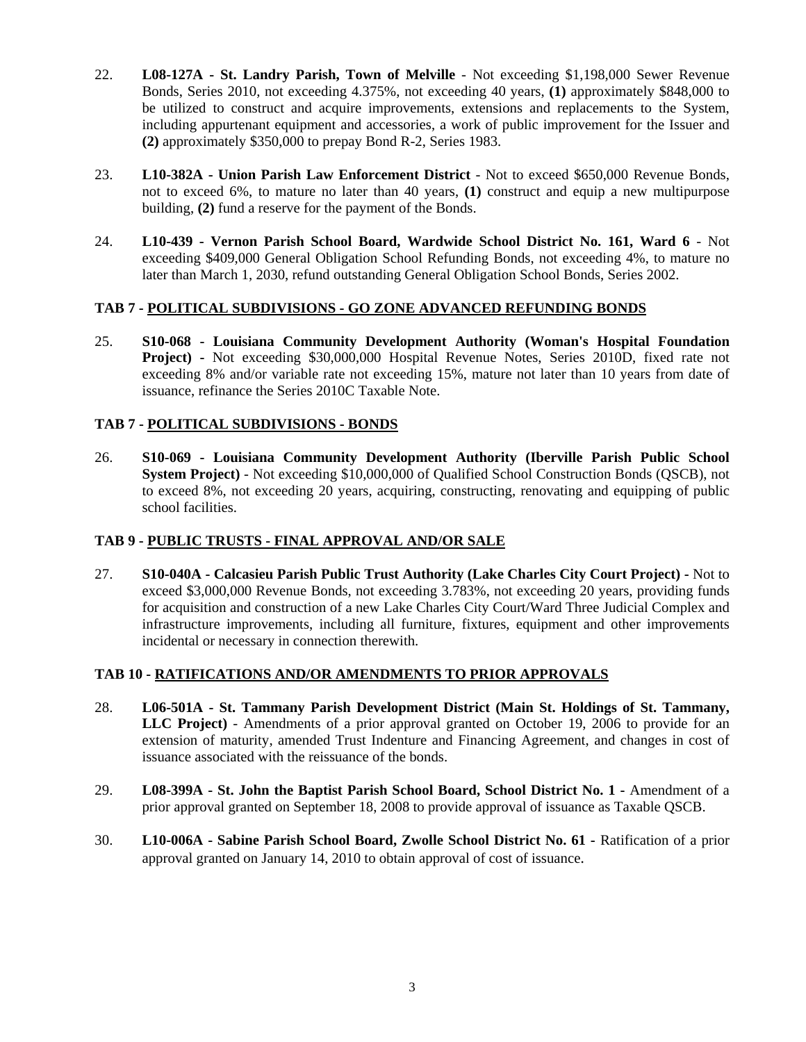22. **L08-127A - St. Landry Parish, Town of Melville** - Not exceeding $1,198,000 Sewer Revenue Bonds, Series 2010, not exceeding 4.375%, not exceeding 40 years, **(1)** approximately $848,000 to be utilized to construct and acquire improvements, extensions and replacements to the System, including appurtenant equipment and accessories, a work of public improvement for the Issuer and **(2)** approximately $350,000 to prepay Bond R-2, Series 1983.

23. **L10-382A - Union Parish Law Enforcement District** - Not to exceed $650,000 Revenue Bonds, not to exceed 6%, to mature no later than 40 years, **(1)** construct and equip a new multipurpose building, **(2)** fund a reserve for the payment of the Bonds.

24. **L10-439 - Vernon Parish School Board, Wardwide School District No. 161, Ward 6** - Not exceeding $409,000 General Obligation School Refunding Bonds, not exceeding 4%, to mature no later than March 1, 2030, refund outstanding General Obligation School Bonds, Series 2002.

**TAB 7 - <u>POLITICAL SUBDIVISIONS - GO ZONE ADVANCED REFUNDING BONDS</u>**

25. **S10-068 - Louisiana Community Development Authority (Woman's Hospital Foundation Project) -** Not exceeding $30,000,000 Hospital Revenue Notes, Series 2010D, fixed rate not exceeding 8% and/or variable rate not exceeding 15%, mature not later than 10 years from date of issuance, refinance the Series 2010C Taxable Note.

**TAB 7 - <u>POLITICAL SUBDIVISIONS - BONDS</u>**

26. **S10-069 - Louisiana Community Development Authority (Iberville Parish Public School System Project)** - Not exceeding $10,000,000 of Qualified School Construction Bonds (QSCB), not to exceed 8%, not exceeding 20 years, acquiring, constructing, renovating and equipping of public school facilities.

**TAB 9 - <u>PUBLIC TRUSTS - FINAL APPROVAL AND/OR SALE</u>**

27. **S10-040A - Calcasieu Parish Public Trust Authority (Lake Charles City Court Project) -** Not to exceed $3,000,000 Revenue Bonds, not exceeding 3.783%, not exceeding 20 years, providing funds for acquisition and construction of a new Lake Charles City Court/Ward Three Judicial Complex and infrastructure improvements, including all furniture, fixtures, equipment and other improvements incidental or necessary in connection therewith.

**TAB 10 - <u>RATIFICATIONS AND/OR AMENDMENTS TO PRIOR APPROVALS</u>**

28. **L06-501A - St. Tammany Parish Development District (Main St. Holdings of St. Tammany, LLC Project)** - Amendments of a prior approval granted on October 19, 2006 to provide for an extension of maturity, amended Trust Indenture and Financing Agreement, and changes in cost of issuance associated with the reissuance of the bonds.

29. **L08-399A - St. John the Baptist Parish School Board, School District No. 1 -** Amendment of a prior approval granted on September 18, 2008 to provide approval of issuance as Taxable QSCB.

30. **L10-006A - Sabine Parish School Board, Zwolle School District No. 61 -** Ratification of a prior approval granted on January 14, 2010 to obtain approval of cost of issuance.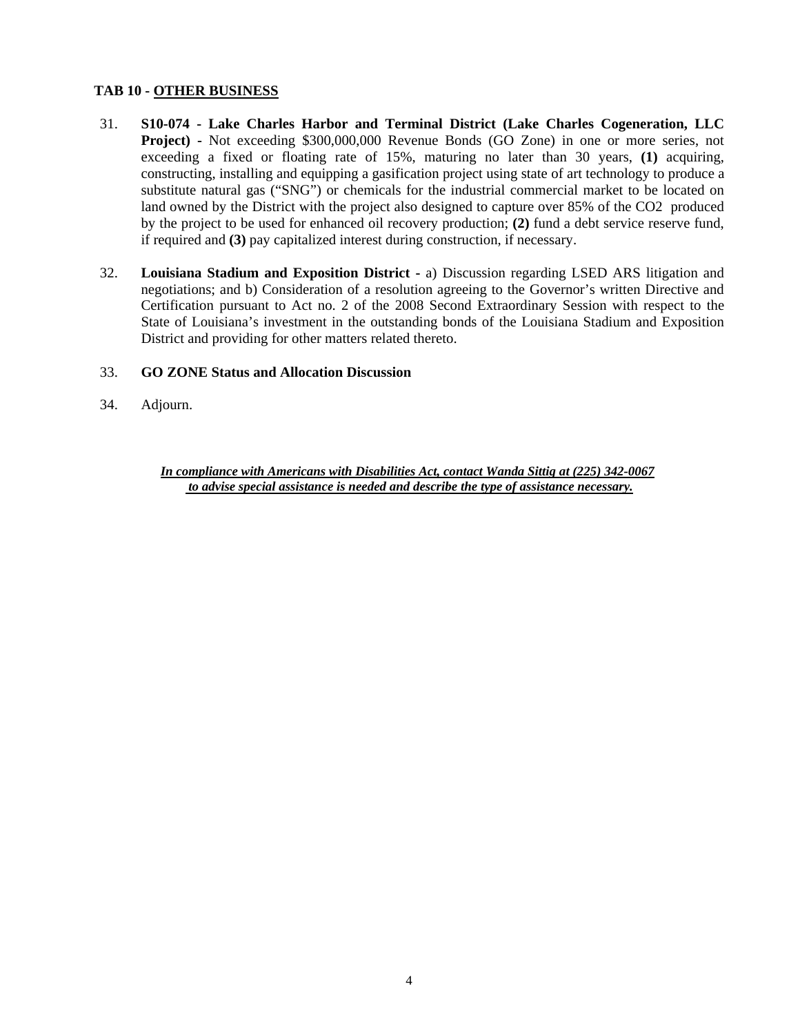**TAB 10 - <u>OTHER BUSINESS</u>**

31. **S10-074 - Lake Charles Harbor and Terminal District (Lake Charles Cogeneration, LLC Project) -** Not exceeding $300,000,000 Revenue Bonds (GO Zone) in one or more series, not exceeding a fixed or floating rate of 15%, maturing no later than 30 years, **(1)** acquiring, constructing, installing and equipping a gasification project using state of art technology to produce a substitute natural gas ("SNG") or chemicals for the industrial commercial market to be located on land owned by the District with the project also designed to capture over 85% of the $CO_2$ produced by the project to be used for enhanced oil recovery production; **(2)** fund a debt service reserve fund, if required and **(3)** pay capitalized interest during construction, if necessary.

32. **Louisiana Stadium and Exposition District -** a) Discussion regarding LSED ARS litigation and negotiations; and b) Consideration of a resolution agreeing to the Governor's written Directive and Certification pursuant to Act no. 2 of the 2008 Second Extraordinary Session with respect to the State of Louisiana's investment in the outstanding bonds of the Louisiana Stadium and Exposition District and providing for other matters related thereto.

33. **GO ZONE Status and Allocation Discussion**

34. Adjourn.

***<u>In compliance with Americans with Disabilities Act, contact Wanda Sittig at (225) 342-0067 to advise special assistance is needed and describe the type of assistance necessary.</u>***